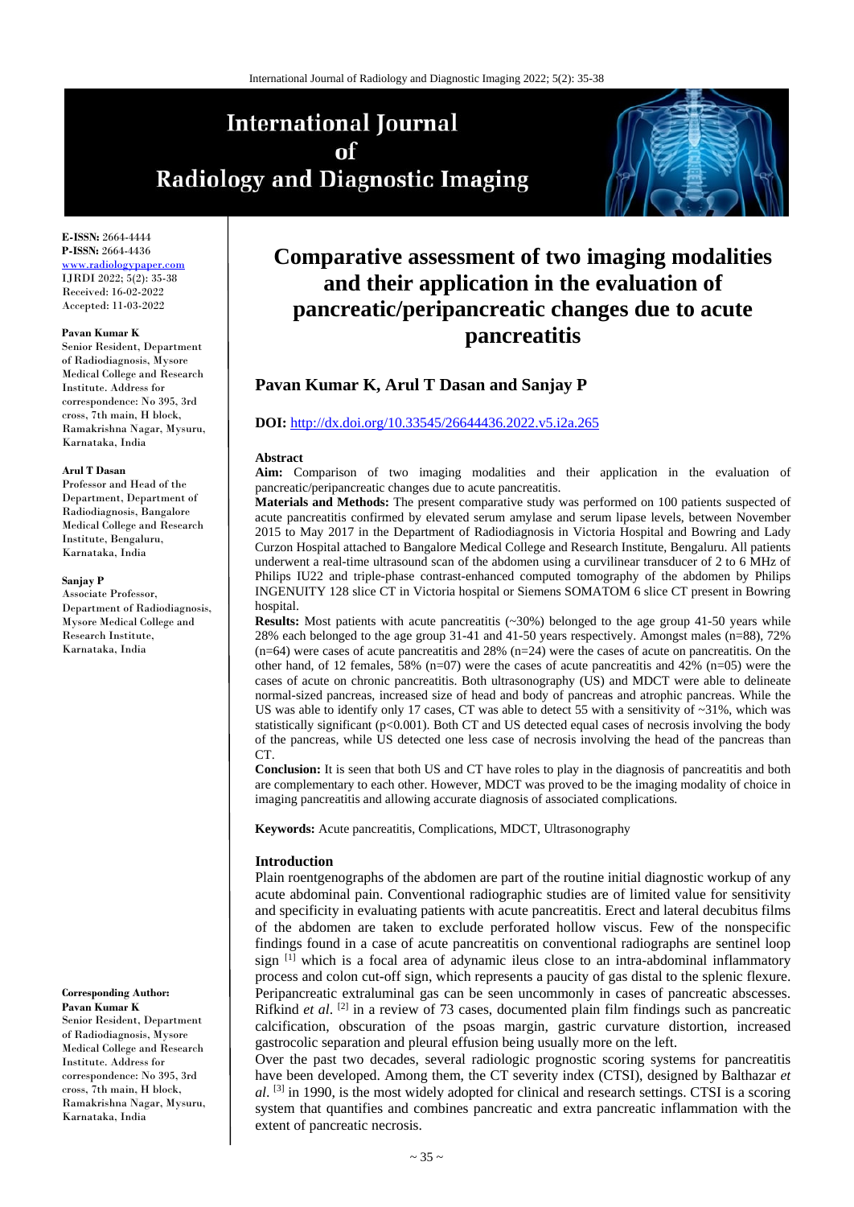# International Journal of Radiology and Diagnostic Imaging

**E-ISSN:** 2664-4444
**P-ISSN:** 2664-4436
www.radiologypaper.com
IJRDI 2022; 5(2): 35-38
Received: 16-02-2022
Accepted: 11-03-2022

**Pavan Kumar K**
Senior Resident, Department of Radiodiagnosis, Mysore Medical College and Research Institute. Address for correspondence: No 395, 3rd cross, 7th main, H block, Ramakrishna Nagar, Mysuru, Karnataka, India

**Arul T Dasan**
Professor and Head of the Department, Department of Radiodiagnosis, Bangalore Medical College and Research Institute, Bengaluru, Karnataka, India

**Sanjay P**
Associate Professor, Department of Radiodiagnosis, Mysore Medical College and Research Institute, Karnataka, India

**Corresponding Author:**
**Pavan Kumar K**
Senior Resident, Department of Radiodiagnosis, Mysore Medical College and Research Institute. Address for correspondence: No 395, 3rd cross, 7th main, H block, Ramakrishna Nagar, Mysuru, Karnataka, India

# Comparative assessment of two imaging modalities and their application in the evaluation of pancreatic/peripancreatic changes due to acute pancreatitis

## Pavan Kumar K, Arul T Dasan and Sanjay P

**DOI:** http://dx.doi.org/10.33545/26644436.2022.v5.i2a.265

### Abstract

**Aim:** Comparison of two imaging modalities and their application in the evaluation of pancreatic/peripancreatic changes due to acute pancreatitis.

**Materials and Methods:** The present comparative study was performed on 100 patients suspected of acute pancreatitis confirmed by elevated serum amylase and serum lipase levels, between November 2015 to May 2017 in the Department of Radiodiagnosis in Victoria Hospital and Bowring and Lady Curzon Hospital attached to Bangalore Medical College and Research Institute, Bengaluru. All patients underwent a real-time ultrasound scan of the abdomen using a curvilinear transducer of 2 to 6 MHz of Philips IU22 and triple-phase contrast-enhanced computed tomography of the abdomen by Philips INGENUITY 128 slice CT in Victoria hospital or Siemens SOMATOM 6 slice CT present in Bowring hospital.

**Results:** Most patients with acute pancreatitis (~30%) belonged to the age group 41-50 years while 28% each belonged to the age group 31-41 and 41-50 years respectively. Amongst males (n=88), 72% (n=64) were cases of acute pancreatitis and 28% (n=24) were the cases of acute on pancreatitis. On the other hand, of 12 females, 58% (n=07) were the cases of acute pancreatitis and 42% (n=05) were the cases of acute on chronic pancreatitis. Both ultrasonography (US) and MDCT were able to delineate normal-sized pancreas, increased size of head and body of pancreas and atrophic pancreas. While the US was able to identify only 17 cases, CT was able to detect 55 with a sensitivity of ~31%, which was statistically significant ($p<0.001$). Both CT and US detected equal cases of necrosis involving the body of the pancreas, while US detected one less case of necrosis involving the head of the pancreas than CT.

**Conclusion:** It is seen that both US and CT have roles to play in the diagnosis of pancreatitis and both are complementary to each other. However, MDCT was proved to be the imaging modality of choice in imaging pancreatitis and allowing accurate diagnosis of associated complications.

**Keywords:** Acute pancreatitis, Complications, MDCT, Ultrasonography

### Introduction

Plain roentgenographs of the abdomen are part of the routine initial diagnostic workup of any acute abdominal pain. Conventional radiographic studies are of limited value for sensitivity and specificity in evaluating patients with acute pancreatitis. Erect and lateral decubitus films of the abdomen are taken to exclude perforated hollow viscus. Few of the nonspecific findings found in a case of acute pancreatitis on conventional radiographs are sentinel loop sign [1] which is a focal area of adynamic ileus close to an intra-abdominal inflammatory process and colon cut-off sign, which represents a paucity of gas distal to the splenic flexure. Peripancreatic extraluminal gas can be seen uncommonly in cases of pancreatic abscesses. Rifkind *et al*. [2] in a review of 73 cases, documented plain film findings such as pancreatic calcification, obscuration of the psoas margin, gastric curvature distortion, increased gastrocolic separation and pleural effusion being usually more on the left.

Over the past two decades, several radiologic prognostic scoring systems for pancreatitis have been developed. Among them, the CT severity index (CTSI), designed by Balthazar *et al*. [3] in 1990, is the most widely adopted for clinical and research settings. CTSI is a scoring system that quantifies and combines pancreatic and extra pancreatic inflammation with the extent of pancreatic necrosis.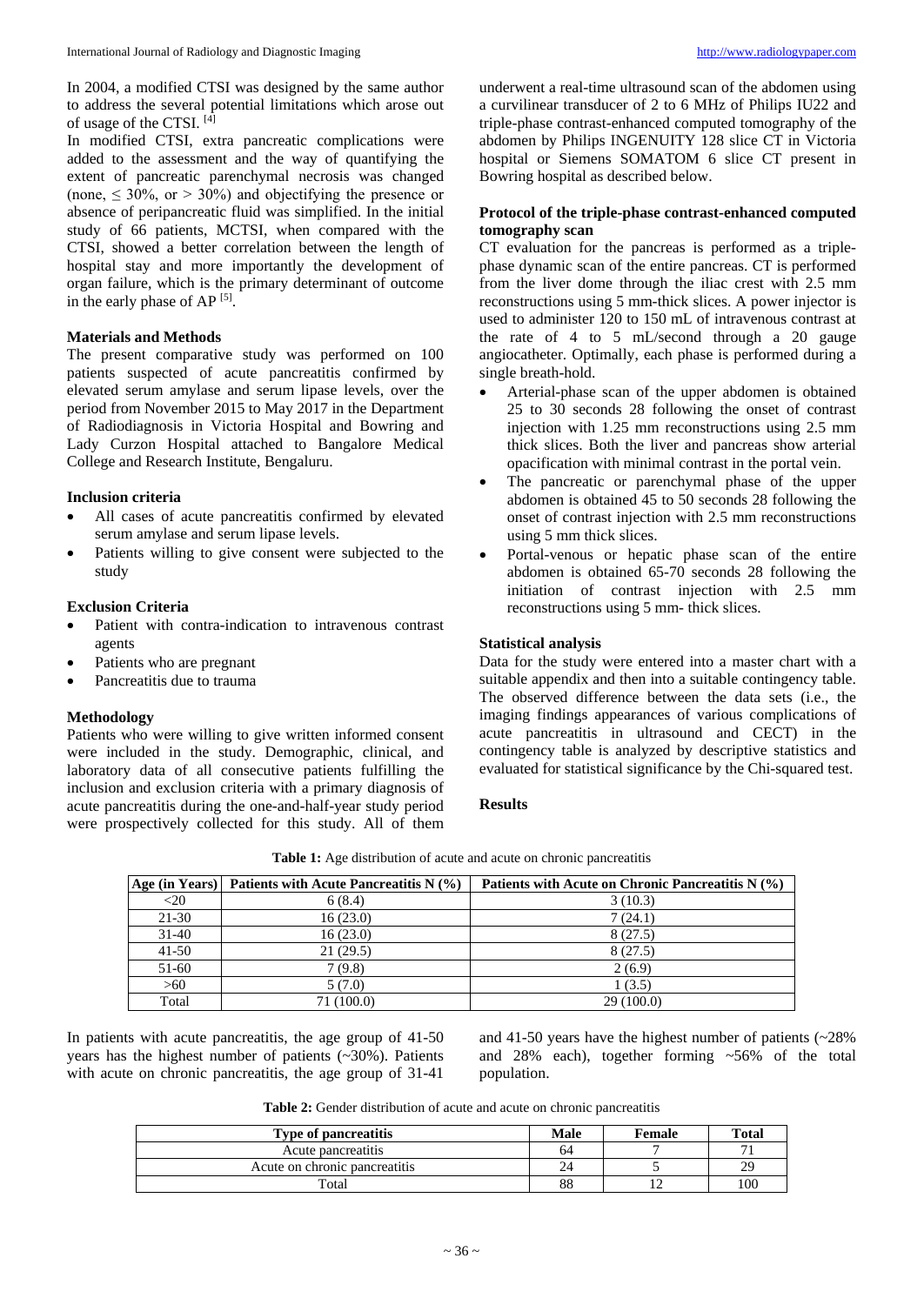In 2004, a modified CTSI was designed by the same author to address the several potential limitations which arose out of usage of the CTSI. [4]

In modified CTSI, extra pancreatic complications were added to the assessment and the way of quantifying the extent of pancreatic parenchymal necrosis was changed (none, ≤ 30%, or > 30%) and objectifying the presence or absence of peripancreatic fluid was simplified. In the initial study of 66 patients, MCTSI, when compared with the CTSI, showed a better correlation between the length of hospital stay and more importantly the development of organ failure, which is the primary determinant of outcome in the early phase of AP [5].

## Materials and Methods

The present comparative study was performed on 100 patients suspected of acute pancreatitis confirmed by elevated serum amylase and serum lipase levels, over the period from November 2015 to May 2017 in the Department of Radiodiagnosis in Victoria Hospital and Bowring and Lady Curzon Hospital attached to Bangalore Medical College and Research Institute, Bengaluru.

### Inclusion criteria

- All cases of acute pancreatitis confirmed by elevated serum amylase and serum lipase levels.
- Patients willing to give consent were subjected to the study

### Exclusion Criteria

- Patient with contra-indication to intravenous contrast agents
- Patients who are pregnant
- Pancreatitis due to trauma

### Methodology

Patients who were willing to give written informed consent were included in the study. Demographic, clinical, and laboratory data of all consecutive patients fulfilling the inclusion and exclusion criteria with a primary diagnosis of acute pancreatitis during the one-and-half-year study period were prospectively collected for this study. All of them underwent a real-time ultrasound scan of the abdomen using a curvilinear transducer of 2 to 6 MHz of Philips IU22 and triple-phase contrast-enhanced computed tomography of the abdomen by Philips INGENUITY 128 slice CT in Victoria hospital or Siemens SOMATOM 6 slice CT present in Bowring hospital as described below.

### Protocol of the triple-phase contrast-enhanced computed tomography scan

CT evaluation for the pancreas is performed as a triple-phase dynamic scan of the entire pancreas. CT is performed from the liver dome through the iliac crest with 2.5 mm reconstructions using 5 mm-thick slices. A power injector is used to administer 120 to 150 mL of intravenous contrast at the rate of 4 to 5 mL/second through a 20 gauge angiocatheter. Optimally, each phase is performed during a single breath-hold.

- Arterial-phase scan of the upper abdomen is obtained 25 to 30 seconds 28 following the onset of contrast injection with 1.25 mm reconstructions using 2.5 mm thick slices. Both the liver and pancreas show arterial opacification with minimal contrast in the portal vein.
- The pancreatic or parenchymal phase of the upper abdomen is obtained 45 to 50 seconds 28 following the onset of contrast injection with 2.5 mm reconstructions using 5 mm thick slices.
- Portal-venous or hepatic phase scan of the entire abdomen is obtained 65-70 seconds 28 following the initiation of contrast injection with 2.5 mm reconstructions using 5 mm- thick slices.

### Statistical analysis

Data for the study were entered into a master chart with a suitable appendix and then into a suitable contingency table. The observed difference between the data sets (i.e., the imaging findings appearances of various complications of acute pancreatitis in ultrasound and CECT) in the contingency table is analyzed by descriptive statistics and evaluated for statistical significance by the Chi-squared test.

## Results

**Table 1:** Age distribution of acute and acute on chronic pancreatitis

| Age (in Years) | Patients with Acute Pancreatitis N (%) | Patients with Acute on Chronic Pancreatitis N (%) |
|---|---|---|
| <20 | 6 (8.4) | 3 (10.3) |
| 21-30 | 16 (23.0) | 7 (24.1) |
| 31-40 | 16 (23.0) | 8 (27.5) |
| 41-50 | 21 (29.5) | 8 (27.5) |
| 51-60 | 7 (9.8) | 2 (6.9) |
| >60 | 5 (7.0) | 1 (3.5) |
| Total | 71 (100.0) | 29 (100.0) |

In patients with acute pancreatitis, the age group of 41-50 years has the highest number of patients (~30%). Patients with acute on chronic pancreatitis, the age group of 31-41 and 41-50 years have the highest number of patients (~28% and 28% each), together forming ~56% of the total population.

**Table 2:** Gender distribution of acute and acute on chronic pancreatitis

| Type of pancreatitis | Male | Female | Total |
|---|---|---|---|
| Acute pancreatitis | 64 | 7 | 71 |
| Acute on chronic pancreatitis | 24 | 5 | 29 |
| Total | 88 | 12 | 100 |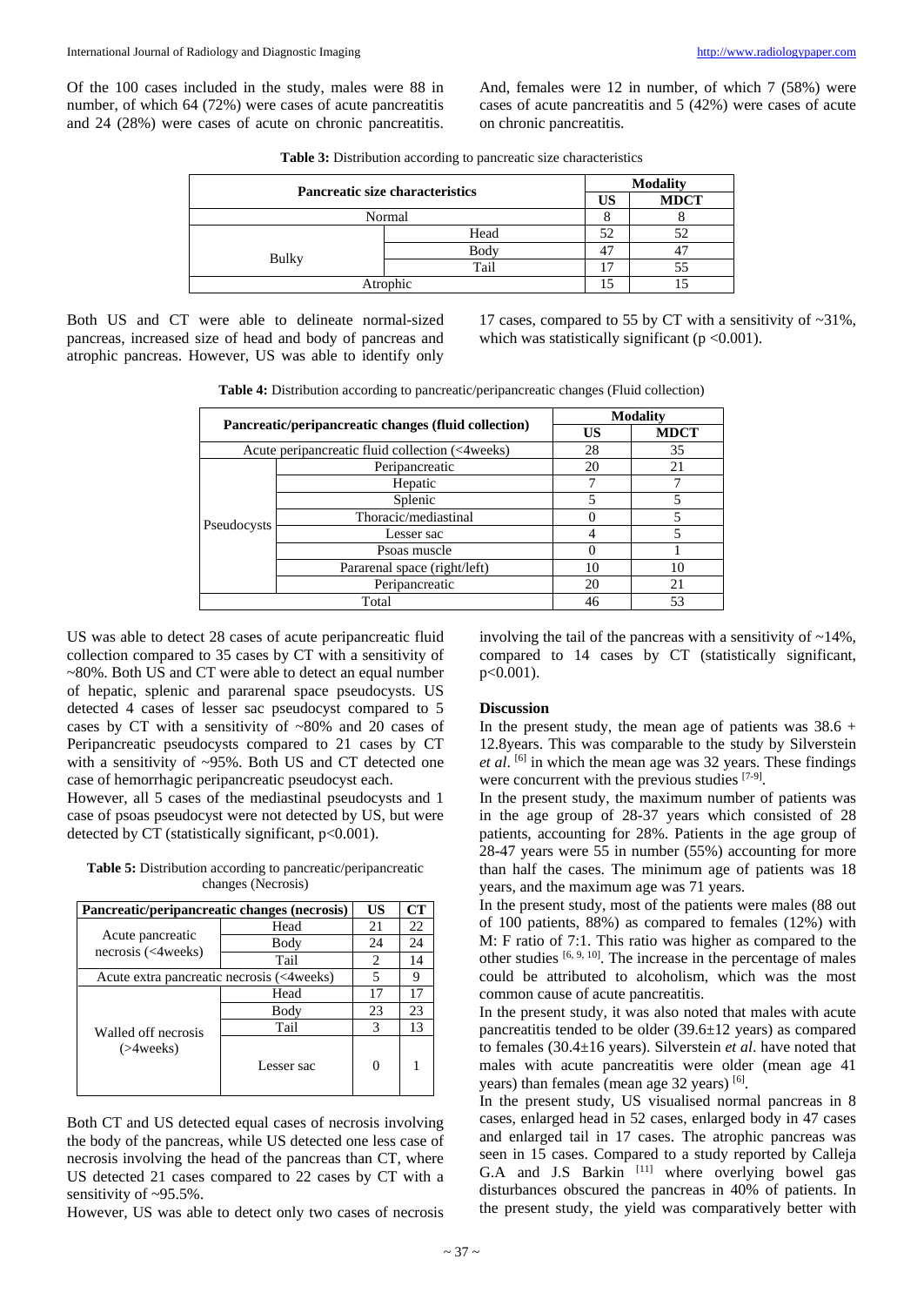Of the 100 cases included in the study, males were 88 in number, of which 64 (72%) were cases of acute pancreatitis and 24 (28%) were cases of acute on chronic pancreatitis. And, females were 12 in number, of which 7 (58%) were cases of acute pancreatitis and 5 (42%) were cases of acute on chronic pancreatitis.

**Table 3:** Distribution according to pancreatic size characteristics

| Pancreatic size characteristics | | Modality | |
|---|---|---|---|
| | | US | MDCT |
| Normal | | 8 | 8 |
| Bulky | Head | 52 | 52 |
| | Body | 47 | 47 |
| | Tail | 17 | 55 |
| Atrophic | | 15 | 15 |

Both US and CT were able to delineate normal-sized pancreas, increased size of head and body of pancreas and atrophic pancreas. However, US was able to identify only 17 cases, compared to 55 by CT with a sensitivity of ~31%, which was statistically significant (p <0.001).

**Table 4:** Distribution according to pancreatic/peripancreatic changes (Fluid collection)

| Pancreatic/peripancreatic changes (fluid collection) | | Modality | |
|---|---|---|---|
| | | US | MDCT |
| Acute peripancreatic fluid collection (<4weeks) | | 28 | 35 |
| Pseudocysts | Peripancreatic | 20 | 21 |
| | Hepatic | 7 | 7 |
| | Splenic | 5 | 5 |
| | Thoracic/mediastinal | 0 | 5 |
| | Lesser sac | 4 | 5 |
| | Psoas muscle | 0 | 1 |
| | Pararenal space (right/left) | 10 | 10 |
| | Peripancreatic | 20 | 21 |
| Total | | 46 | 53 |

US was able to detect 28 cases of acute peripancreatic fluid collection compared to 35 cases by CT with a sensitivity of ~80%. Both US and CT were able to detect an equal number of hepatic, splenic and pararenal space pseudocysts. US detected 4 cases of lesser sac pseudocyst compared to 5 cases by CT with a sensitivity of ~80% and 20 cases of Peripancreatic pseudocysts compared to 21 cases by CT with a sensitivity of ~95%. Both US and CT detected one case of hemorrhagic peripancreatic pseudocyst each.

However, all 5 cases of the mediastinal pseudocysts and 1 case of psoas pseudocyst were not detected by US, but were detected by CT (statistically significant, p<0.001).

**Table 5:** Distribution according to pancreatic/peripancreatic changes (Necrosis)

| Pancreatic/peripancreatic changes (necrosis) | | US | CT |
|---|---|---|---|
| Acute pancreatic necrosis (<4weeks) | Head | 21 | 22 |
| | Body | 24 | 24 |
| | Tail | 2 | 14 |
| Acute extra pancreatic necrosis (<4weeks) | | 5 | 9 |
| Walled off necrosis (>4weeks) | Head | 17 | 17 |
| | Body | 23 | 23 |
| | Tail | 3 | 13 |
| | Lesser sac | 0 | 1 |

Both CT and US detected equal cases of necrosis involving the body of the pancreas, while US detected one less case of necrosis involving the head of the pancreas than CT, where US detected 21 cases compared to 22 cases by CT with a sensitivity of ~95.5%.

However, US was able to detect only two cases of necrosis involving the tail of the pancreas with a sensitivity of ~14%, compared to 14 cases by CT (statistically significant, p<0.001).

## Discussion

In the present study, the mean age of patients was 38.6 + 12.8years. This was comparable to the study by Silverstein *et al*. [6] in which the mean age was 32 years. These findings were concurrent with the previous studies [7-9].

In the present study, the maximum number of patients was in the age group of 28-37 years which consisted of 28 patients, accounting for 28%. Patients in the age group of 28-47 years were 55 in number (55%) accounting for more than half the cases. The minimum age of patients was 18 years, and the maximum age was 71 years.

In the present study, most of the patients were males (88 out of 100 patients, 88%) as compared to females (12%) with M: F ratio of 7:1. This ratio was higher as compared to the other studies [6, 9, 10]. The increase in the percentage of males could be attributed to alcoholism, which was the most common cause of acute pancreatitis.

In the present study, it was also noted that males with acute pancreatitis tended to be older (39.6±12 years) as compared to females (30.4±16 years). Silverstein *et al*. have noted that males with acute pancreatitis were older (mean age 41 years) than females (mean age 32 years) [6].

In the present study, US visualised normal pancreas in 8 cases, enlarged head in 52 cases, enlarged body in 47 cases and enlarged tail in 17 cases. The atrophic pancreas was seen in 15 cases. Compared to a study reported by Calleja G.A and J.S Barkin [11] where overlying bowel gas disturbances obscured the pancreas in 40% of patients. In the present study, the yield was comparatively better with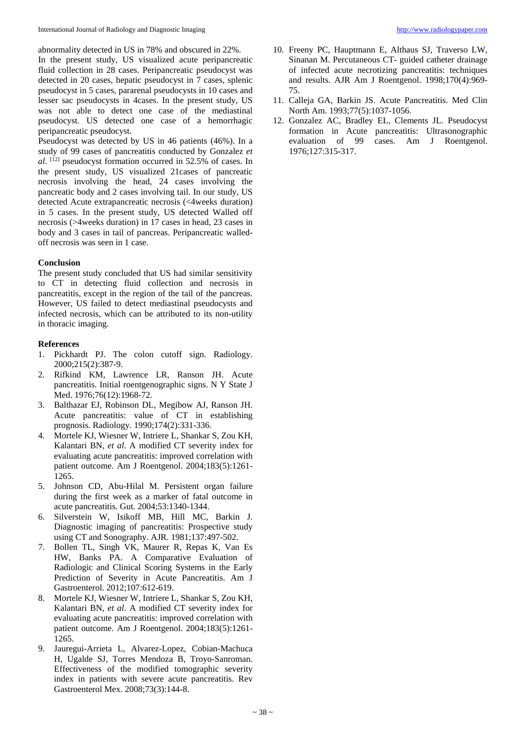abnormality detected in US in 78% and obscured in 22%.

In the present study, US visualized acute peripancreatic fluid collection in 28 cases. Peripancreatic pseudocyst was detected in 20 cases, hepatic pseudocyst in 7 cases, splenic pseudocyst in 5 cases, pararenal pseudocysts in 10 cases and lesser sac pseudocysts in 4cases. In the present study, US was not able to detect one case of the mediastinal pseudocyst. US detected one case of a hemorrhagic peripancreatic pseudocyst.

Pseudocyst was detected by US in 46 patients (46%). In a study of 99 cases of pancreatitis conducted by Gonzalez *et al*. [12] pseudocyst formation occurred in 52.5% of cases. In the present study, US visualized 21cases of pancreatic necrosis involving the head, 24 cases involving the pancreatic body and 2 cases involving tail. In our study, US detected Acute extrapancreatic necrosis (<4weeks duration) in 5 cases. In the present study, US detected Walled off necrosis (>4weeks duration) in 17 cases in head, 23 cases in body and 3 cases in tail of pancreas. Peripancreatic walled-off necrosis was seen in 1 case.

## Conclusion

The present study concluded that US had similar sensitivity to CT in detecting fluid collection and necrosis in pancreatitis, except in the region of the tail of the pancreas. However, US failed to detect mediastinal pseudocysts and infected necrosis, which can be attributed to its non-utility in thoracic imaging.

## References

1. Pickhardt PJ. The colon cutoff sign. Radiology. 2000;215(2):387-9.
2. Rifkind KM, Lawrence LR, Ranson JH. Acute pancreatitis. Initial roentgenographic signs. N Y State J Med. 1976;76(12):1968-72.
3. Balthazar EJ, Robinson DL, Megibow AJ, Ranson JH. Acute pancreatitis: value of CT in establishing prognosis. Radiology. 1990;174(2):331-336.
4. Mortele KJ, Wiesner W, Intriere L, Shankar S, Zou KH, Kalantari BN, *et al*. A modified CT severity index for evaluating acute pancreatitis: improved correlation with patient outcome. Am J Roentgenol. 2004;183(5):1261-1265.
5. Johnson CD, Abu-Hilal M. Persistent organ failure during the first week as a marker of fatal outcome in acute pancreatitis. Gut. 2004;53:1340-1344.
6. Silverstein W, Isikoff MB, Hill MC, Barkin J. Diagnostic imaging of pancreatitis: Prospective study using CT and Sonography. AJR. 1981;137:497-502.
7. Bollen TL, Singh VK, Maurer R, Repas K, Van Es HW, Banks PA. A Comparative Evaluation of Radiologic and Clinical Scoring Systems in the Early Prediction of Severity in Acute Pancreatitis. Am J Gastroenterol. 2012;107:612-619.
8. Mortele KJ, Wiesner W, Intriere L, Shankar S, Zou KH, Kalantari BN, *et al*. A modified CT severity index for evaluating acute pancreatitis: improved correlation with patient outcome. Am J Roentgenol. 2004;183(5):1261-1265.
9. Jauregui-Arrieta L, Alvarez-Lopez, Cobian-Machuca H, Ugalde SJ, Torres Mendoza B, Troyo-Sanroman. Effectiveness of the modified tomographic severity index in patients with severe acute pancreatitis. Rev Gastroenterol Mex. 2008;73(3):144-8.
10. Freeny PC, Hauptmann E, Althaus SJ, Traverso LW, Sinanan M. Percutaneous CT- guided catheter drainage of infected acute necrotizing pancreatitis: techniques and results. AJR Am J Roentgenol. 1998;170(4):969-75.
11. Calleja GA, Barkin JS. Acute Pancreatitis. Med Clin North Am. 1993;77(5):1037-1056.
12. Gonzalez AC, Bradley EL, Clements JL. Pseudocyst formation in Acute pancreatitis: Ultrasonographic evaluation of 99 cases. Am J Roentgenol. 1976;127:315-317.